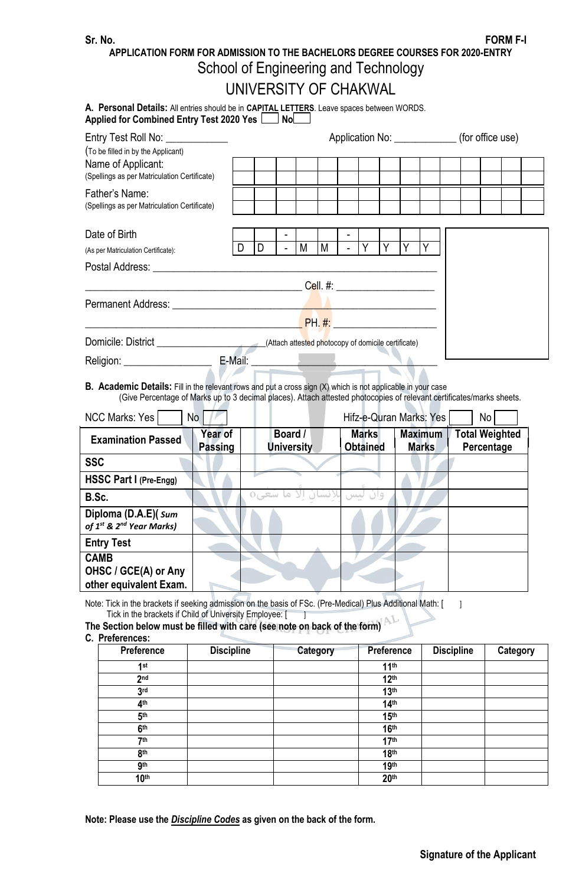Sr. No. FORM F-I

**APPLICATION FORM FOR ADMISSION TO THE BACHELORS DEGREE COURSES FOR 2020-ENTRY**

# School of Engineering and Technology

# UNIVERSITY OF CHAKWAL

**A. Personal Details:** All entries should be in **CAPITAL LETTERS**. Leave spaces between WORDS.

**Applied for Combined Entry Test 2020 Yes** [ ] **No** [ ]

Entry Test Roll No: ____________ Application No: ____________ (for office use)

(To be filled in by the Applicant)

Name of Applicant:
(Spellings as per Matriculation Certificate)

Father's Name:
(Spellings as per Matriculation Certificate)

Date of Birth
(As per Matriculation Certificate): D D - M M - Y Y Y Y

Postal Address: ____________________________________________

____________________________________ Cell. #: ________________

Permanent Address: ____________________________________________

____________________________________ PH. #: ________________

Domicile: District ________________ (Attach attested photocopy of domicile certificate)

Religion: ________________ E-Mail: ________________________

**B. Academic Details:** Fill in the relevant rows and put a cross sign (X) which is not applicable in your case
(Give Percentage of Marks up to 3 decimal places). Attach attested photocopies of relevant certificates/marks sheets.

NCC Marks: Yes [ ] No [ ] Hifz-e-Quran Marks: Yes [ ] No [ ]

| Examination Passed | Year of Passing | Board / University | Marks Obtained | Maximum Marks | Total Weighted Percentage |
|---|---|---|---|---|---|
| SSC | | | | | |
| HSSC Part I (Pre-Engg) | | | | | |
| B.Sc. | | | | | |
| Diploma (D.A.E)( *Sum of 1st & 2nd Year Marks*) | | | | | |
| Entry Test | | | | | |
| CAMB OHSC / GCE(A) or Any other equivalent Exam. | | | | | |

Note: Tick in the brackets if seeking admission on the basis of FSc. (Pre-Medical) Plus Additional Math: [ ]
Tick in the brackets if Child of University Employee: [ ]

**The Section below must be filled with care (see note on back of the form)**

**C. Preferences:**

| Preference | Discipline | Category | Preference | Discipline | Category |
|---|---|---|---|---|---|
| 1st | | | 11th | | |
| 2nd | | | 12th | | |
| 3rd | | | 13th | | |
| 4th | | | 14th | | |
| 5th | | | 15th | | |
| 6th | | | 16th | | |
| 7th | | | 17th | | |
| 8th | | | 18th | | |
| 9th | | | 19th | | |
| 10th | | | 20th | | |

**Note: Please use the *Discipline Codes* as given on the back of the form.**

**Signature of the Applicant**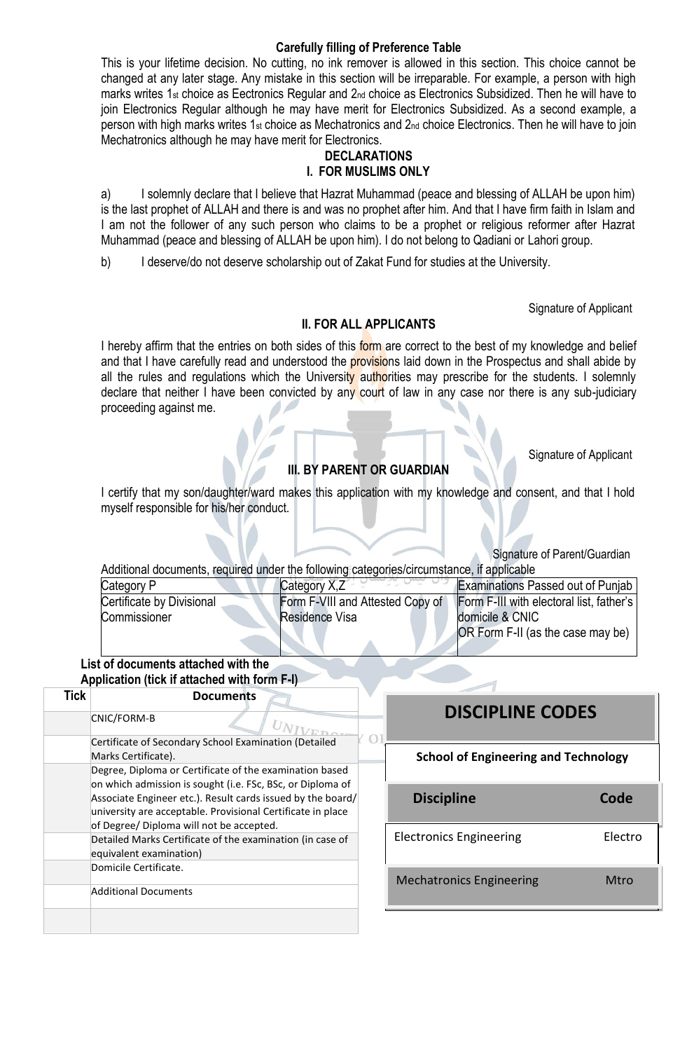**Carefully filling of Preference Table**

This is your lifetime decision. No cutting, no ink remover is allowed in this section. This choice cannot be changed at any later stage. Any mistake in this section will be irreparable. For example, a person with high marks writes 1st choice as Eectronics Regular and 2nd choice as Electronics Subsidized. Then he will have to join Electronics Regular although he may have merit for Electronics Subsidized. As a second example, a person with high marks writes 1st choice as Mechatronics and 2nd choice Electronics. Then he will have to join Mechatronics although he may have merit for Electronics.

## DECLARATIONS

### I. FOR MUSLIMS ONLY

a) I solemnly declare that I believe that Hazrat Muhammad (peace and blessing of ALLAH be upon him) is the last prophet of ALLAH and there is and was no prophet after him. And that I have firm faith in Islam and I am not the follower of any such person who claims to be a prophet or religious reformer after Hazrat Muhammad (peace and blessing of ALLAH be upon him). I do not belong to Qadiani or Lahori group.

b) I deserve/do not deserve scholarship out of Zakat Fund for studies at the University.

Signature of Applicant

### II. FOR ALL APPLICANTS

I hereby affirm that the entries on both sides of this form are correct to the best of my knowledge and belief and that I have carefully read and understood the provisions laid down in the Prospectus and shall abide by all the rules and regulations which the University authorities may prescribe for the students. I solemnly declare that neither I have been convicted by any court of law in any case nor there is any sub-judiciary proceeding against me.

Signature of Applicant

### III. BY PARENT OR GUARDIAN

I certify that my son/daughter/ward makes this application with my knowledge and consent, and that I hold myself responsible for his/her conduct.

Signature of Parent/Guardian

Additional documents, required under the following categories/circumstance, if applicable

| Category P | Category X,Z | Examinations Passed out of Punjab |
|---|---|---|
| Certificate by Divisional Commissioner | Form F-VIII and Attested Copy of Residence Visa | Form F-III with electoral list, father's domicile & CNIC OR Form F-II (as the case may be) |

**List of documents attached with the Application (tick if attached with form F-I)**

| Tick | Documents |
|---|---|
| | CNIC/FORM-B |
| | Certificate of Secondary School Examination (Detailed Marks Certificate). |
| | Degree, Diploma or Certificate of the examination based on which admission is sought (i.e. FSc, BSc, or Diploma of Associate Engineer etc.). Result cards issued by the board/ university are acceptable. Provisional Certificate in place of Degree/ Diploma will not be accepted. |
| | Detailed Marks Certificate of the examination (in case of equivalent examination) |
| | Domicile Certificate. |
| | Additional Documents |
| | |

## DISCIPLINE CODES

**School of Engineering and Technology**

| Discipline | Code |
|---|---|
| Electronics Engineering | Electro |
| Mechatronics Engineering | Mtro |